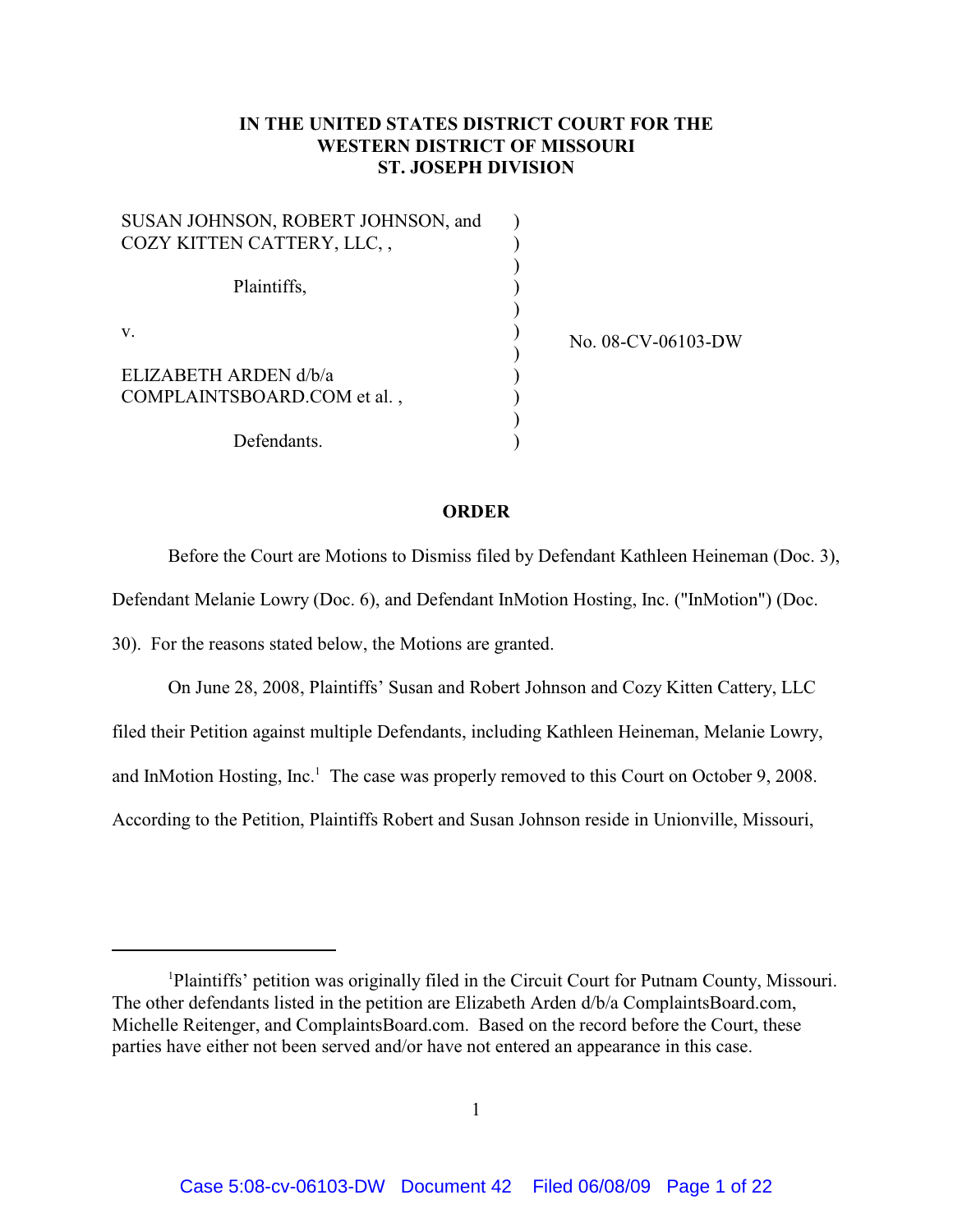**IN THE UNITED STATES DISTRICT COURT FOR THE WESTERN DISTRICT OF MISSOURI ST. JOSEPH DIVISION**

| | | |
|---|---|---|
| SUSAN JOHNSON, ROBERT JOHNSON, and COZY KITTEN CATTERY, LLC, , | ) | |
| Plaintiffs, | ) | |
| v. | ) | No. 08-CV-06103-DW |
| ELIZABETH ARDEN d/b/a COMPLAINTSBOARD.COM et al. , | ) | |
| Defendants. | ) | |

**ORDER**

Before the Court are Motions to Dismiss filed by Defendant Kathleen Heineman (Doc. 3), Defendant Melanie Lowry (Doc. 6), and Defendant InMotion Hosting, Inc. ("InMotion") (Doc. 30). For the reasons stated below, the Motions are granted.

On June 28, 2008, Plaintiffs' Susan and Robert Johnson and Cozy Kitten Cattery, LLC filed their Petition against multiple Defendants, including Kathleen Heineman, Melanie Lowry, and InMotion Hosting, Inc.[1] The case was properly removed to this Court on October 9, 2008. According to the Petition, Plaintiffs Robert and Susan Johnson reside in Unionville, Missouri,

[1]Plaintiffs' petition was originally filed in the Circuit Court for Putnam County, Missouri. The other defendants listed in the petition are Elizabeth Arden d/b/a ComplaintsBoard.com, Michelle Reitenger, and ComplaintsBoard.com. Based on the record before the Court, these parties have either not been served and/or have not entered an appearance in this case.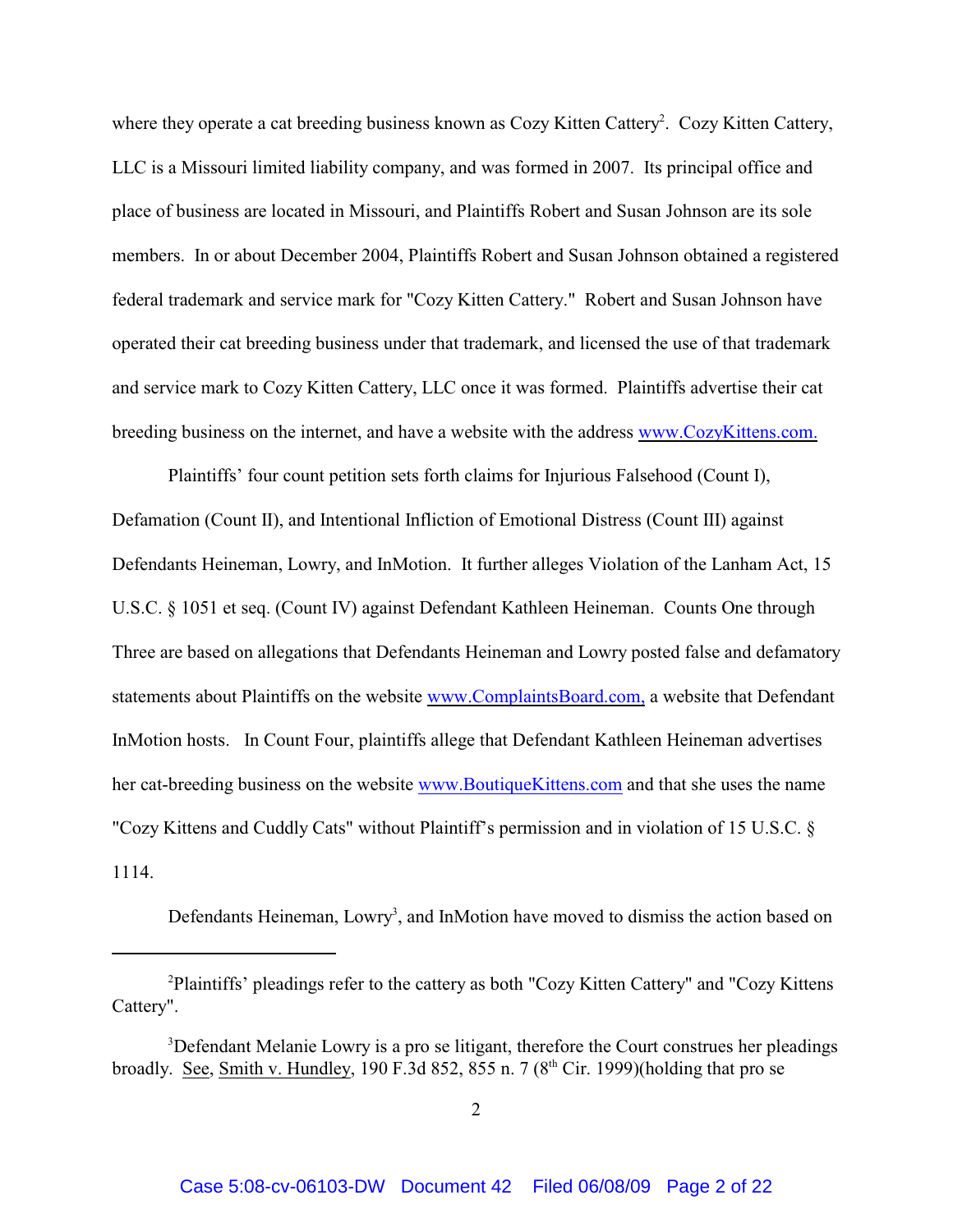where they operate a cat breeding business known as Cozy Kitten Cattery[2]. Cozy Kitten Cattery, LLC is a Missouri limited liability company, and was formed in 2007. Its principal office and place of business are located in Missouri, and Plaintiffs Robert and Susan Johnson are its sole members. In or about December 2004, Plaintiffs Robert and Susan Johnson obtained a registered federal trademark and service mark for "Cozy Kitten Cattery." Robert and Susan Johnson have operated their cat breeding business under that trademark, and licensed the use of that trademark and service mark to Cozy Kitten Cattery, LLC once it was formed. Plaintiffs advertise their cat breeding business on the internet, and have a website with the address www.CozyKittens.com.

Plaintiffs' four count petition sets forth claims for Injurious Falsehood (Count I), Defamation (Count II), and Intentional Infliction of Emotional Distress (Count III) against Defendants Heineman, Lowry, and InMotion. It further alleges Violation of the Lanham Act, 15 U.S.C. § 1051 et seq. (Count IV) against Defendant Kathleen Heineman. Counts One through Three are based on allegations that Defendants Heineman and Lowry posted false and defamatory statements about Plaintiffs on the website www.ComplaintsBoard.com, a website that Defendant InMotion hosts. In Count Four, plaintiffs allege that Defendant Kathleen Heineman advertises her cat-breeding business on the website www.BoutiqueKittens.com and that she uses the name "Cozy Kittens and Cuddly Cats" without Plaintiff's permission and in violation of 15 U.S.C. § 1114.

Defendants Heineman, Lowry[3], and InMotion have moved to dismiss the action based on

---

[2]Plaintiffs' pleadings refer to the cattery as both "Cozy Kitten Cattery" and "Cozy Kittens Cattery".

[3]Defendant Melanie Lowry is a pro se litigant, therefore the Court construes her pleadings broadly. See, Smith v. Hundley, 190 F.3d 852, 855 n. 7 (8th Cir. 1999)(holding that pro se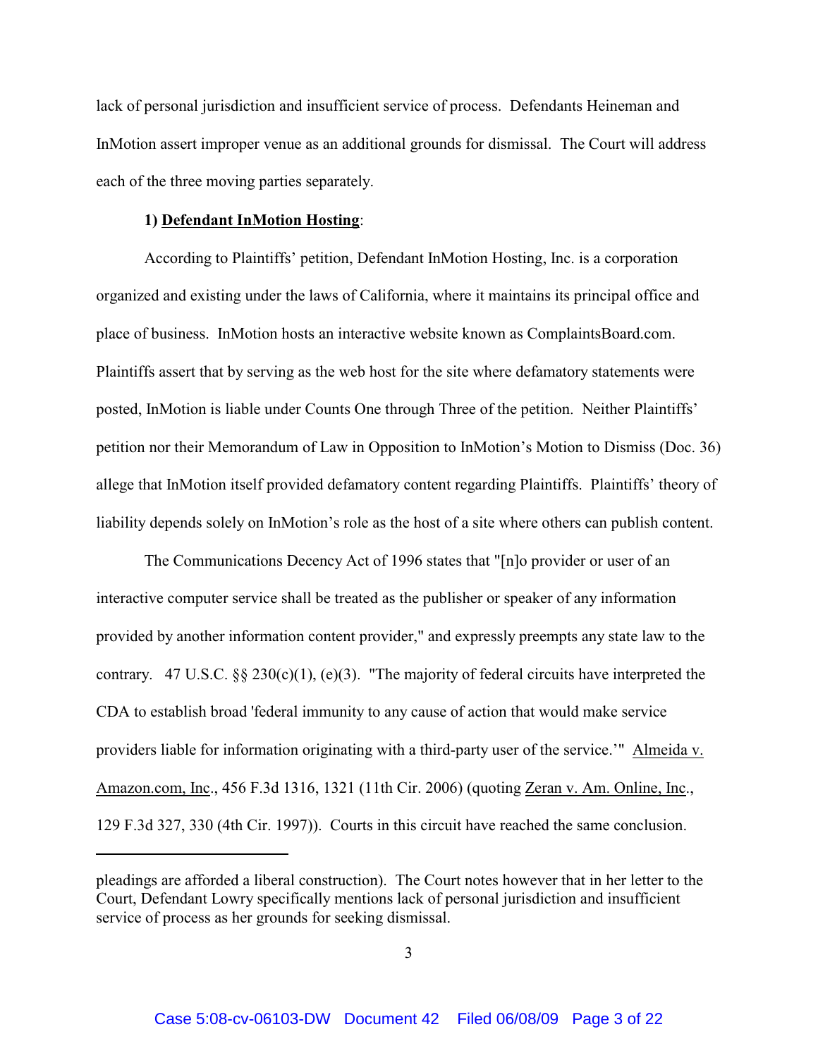lack of personal jurisdiction and insufficient service of process. Defendants Heineman and InMotion assert improper venue as an additional grounds for dismissal. The Court will address each of the three moving parties separately.

**1) Defendant InMotion Hosting**:

According to Plaintiffs' petition, Defendant InMotion Hosting, Inc. is a corporation organized and existing under the laws of California, where it maintains its principal office and place of business. InMotion hosts an interactive website known as ComplaintsBoard.com. Plaintiffs assert that by serving as the web host for the site where defamatory statements were posted, InMotion is liable under Counts One through Three of the petition. Neither Plaintiffs' petition nor their Memorandum of Law in Opposition to InMotion's Motion to Dismiss (Doc. 36) allege that InMotion itself provided defamatory content regarding Plaintiffs. Plaintiffs' theory of liability depends solely on InMotion's role as the host of a site where others can publish content.

The Communications Decency Act of 1996 states that "[n]o provider or user of an interactive computer service shall be treated as the publisher or speaker of any information provided by another information content provider," and expressly preempts any state law to the contrary. 47 U.S.C. §§ 230(c)(1), (e)(3). "The majority of federal circuits have interpreted the CDA to establish broad 'federal immunity to any cause of action that would make service providers liable for information originating with a third-party user of the service.'" Almeida v. Amazon.com, Inc., 456 F.3d 1316, 1321 (11th Cir. 2006) (quoting Zeran v. Am. Online, Inc., 129 F.3d 327, 330 (4th Cir. 1997)). Courts in this circuit have reached the same conclusion.

---

pleadings are afforded a liberal construction). The Court notes however that in her letter to the Court, Defendant Lowry specifically mentions lack of personal jurisdiction and insufficient service of process as her grounds for seeking dismissal.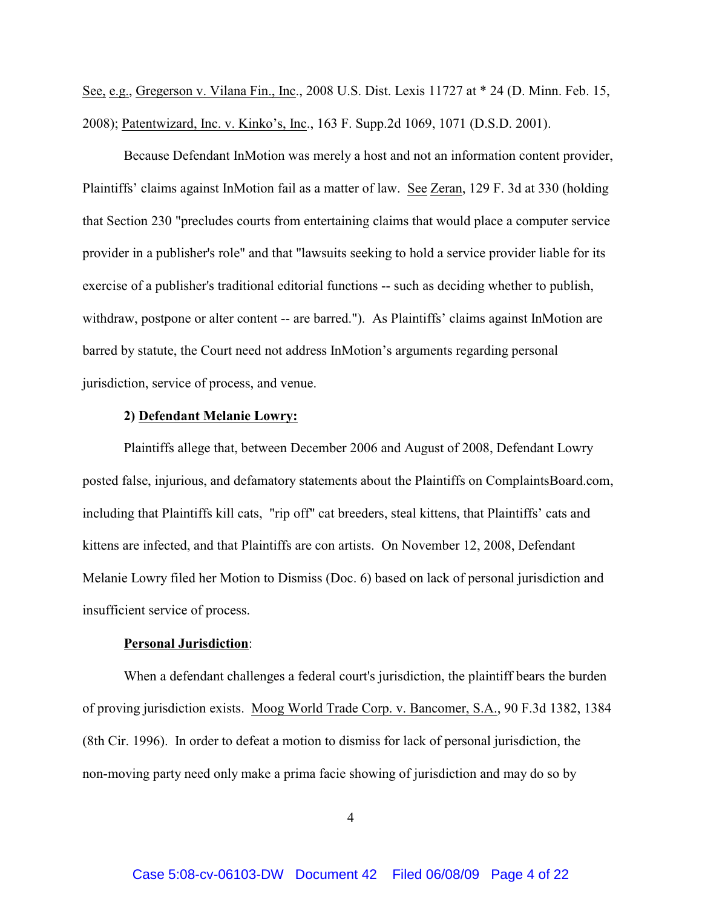See, e.g., Gregerson v. Vilana Fin., Inc., 2008 U.S. Dist. Lexis 11727 at * 24 (D. Minn. Feb. 15, 2008); Patentwizard, Inc. v. Kinko's, Inc., 163 F. Supp.2d 1069, 1071 (D.S.D. 2001).

Because Defendant InMotion was merely a host and not an information content provider, Plaintiffs' claims against InMotion fail as a matter of law. See Zeran, 129 F. 3d at 330 (holding that Section 230 "precludes courts from entertaining claims that would place a computer service provider in a publisher's role" and that "lawsuits seeking to hold a service provider liable for its exercise of a publisher's traditional editorial functions -- such as deciding whether to publish, withdraw, postpone or alter content -- are barred."). As Plaintiffs' claims against InMotion are barred by statute, the Court need not address InMotion's arguments regarding personal jurisdiction, service of process, and venue.

**2) Defendant Melanie Lowry:**

Plaintiffs allege that, between December 2006 and August of 2008, Defendant Lowry posted false, injurious, and defamatory statements about the Plaintiffs on ComplaintsBoard.com, including that Plaintiffs kill cats, "rip off" cat breeders, steal kittens, that Plaintiffs' cats and kittens are infected, and that Plaintiffs are con artists. On November 12, 2008, Defendant Melanie Lowry filed her Motion to Dismiss (Doc. 6) based on lack of personal jurisdiction and insufficient service of process.

**Personal Jurisdiction**:

When a defendant challenges a federal court's jurisdiction, the plaintiff bears the burden of proving jurisdiction exists. Moog World Trade Corp. v. Bancomer, S.A., 90 F.3d 1382, 1384 (8th Cir. 1996). In order to defeat a motion to dismiss for lack of personal jurisdiction, the non-moving party need only make a prima facie showing of jurisdiction and may do so by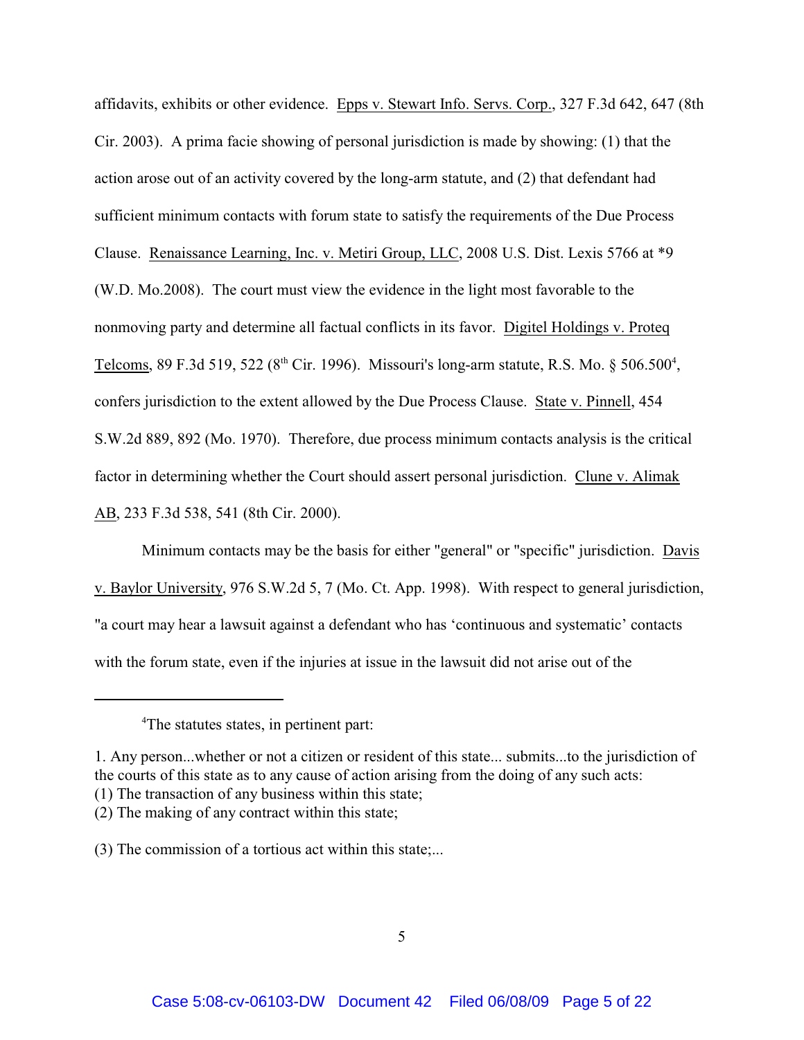affidavits, exhibits or other evidence. Epps v. Stewart Info. Servs. Corp., 327 F.3d 642, 647 (8th Cir. 2003). A prima facie showing of personal jurisdiction is made by showing: (1) that the action arose out of an activity covered by the long-arm statute, and (2) that defendant had sufficient minimum contacts with forum state to satisfy the requirements of the Due Process Clause. Renaissance Learning, Inc. v. Metiri Group, LLC, 2008 U.S. Dist. Lexis 5766 at *9 (W.D. Mo.2008). The court must view the evidence in the light most favorable to the nonmoving party and determine all factual conflicts in its favor. Digitel Holdings v. Proteq Telcoms, 89 F.3d 519, 522 (8th Cir. 1996). Missouri's long-arm statute, R.S. Mo. § 506.500[4], confers jurisdiction to the extent allowed by the Due Process Clause. State v. Pinnell, 454 S.W.2d 889, 892 (Mo. 1970). Therefore, due process minimum contacts analysis is the critical factor in determining whether the Court should assert personal jurisdiction. Clune v. Alimak AB, 233 F.3d 538, 541 (8th Cir. 2000).

Minimum contacts may be the basis for either "general" or "specific" jurisdiction. Davis v. Baylor University, 976 S.W.2d 5, 7 (Mo. Ct. App. 1998). With respect to general jurisdiction, "a court may hear a lawsuit against a defendant who has 'continuous and systematic' contacts with the forum state, even if the injuries at issue in the lawsuit did not arise out of the

---

[4]The statutes states, in pertinent part:

1. Any person...whether or not a citizen or resident of this state... submits...to the jurisdiction of the courts of this state as to any cause of action arising from the doing of any such acts:
(1) The transaction of any business within this state;
(2) The making of any contract within this state;

(3) The commission of a tortious act within this state;...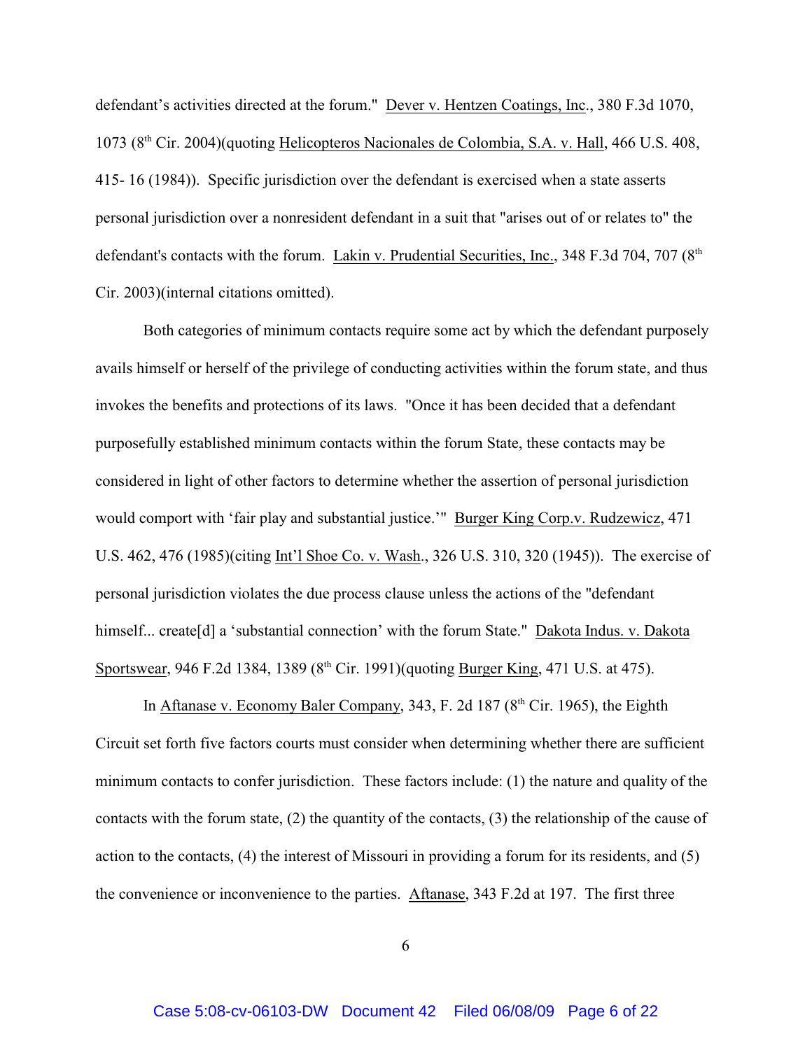defendant's activities directed at the forum." Dever v. Hentzen Coatings, Inc., 380 F.3d 1070, 1073 (8th Cir. 2004)(quoting Helicopteros Nacionales de Colombia, S.A. v. Hall, 466 U.S. 408, 415- 16 (1984)). Specific jurisdiction over the defendant is exercised when a state asserts personal jurisdiction over a nonresident defendant in a suit that "arises out of or relates to" the defendant's contacts with the forum. Lakin v. Prudential Securities, Inc., 348 F.3d 704, 707 (8th Cir. 2003)(internal citations omitted).

Both categories of minimum contacts require some act by which the defendant purposely avails himself or herself of the privilege of conducting activities within the forum state, and thus invokes the benefits and protections of its laws. "Once it has been decided that a defendant purposefully established minimum contacts within the forum State, these contacts may be considered in light of other factors to determine whether the assertion of personal jurisdiction would comport with 'fair play and substantial justice.'" Burger King Corp.v. Rudzewicz, 471 U.S. 462, 476 (1985)(citing Int'l Shoe Co. v. Wash., 326 U.S. 310, 320 (1945)). The exercise of personal jurisdiction violates the due process clause unless the actions of the "defendant himself... create[d] a 'substantial connection' with the forum State." Dakota Indus. v. Dakota Sportswear, 946 F.2d 1384, 1389 (8th Cir. 1991)(quoting Burger King, 471 U.S. at 475).

In Aftanase v. Economy Baler Company, 343, F. 2d 187 (8th Cir. 1965), the Eighth Circuit set forth five factors courts must consider when determining whether there are sufficient minimum contacts to confer jurisdiction. These factors include: (1) the nature and quality of the contacts with the forum state, (2) the quantity of the contacts, (3) the relationship of the cause of action to the contacts, (4) the interest of Missouri in providing a forum for its residents, and (5) the convenience or inconvenience to the parties. Aftanase, 343 F.2d at 197. The first three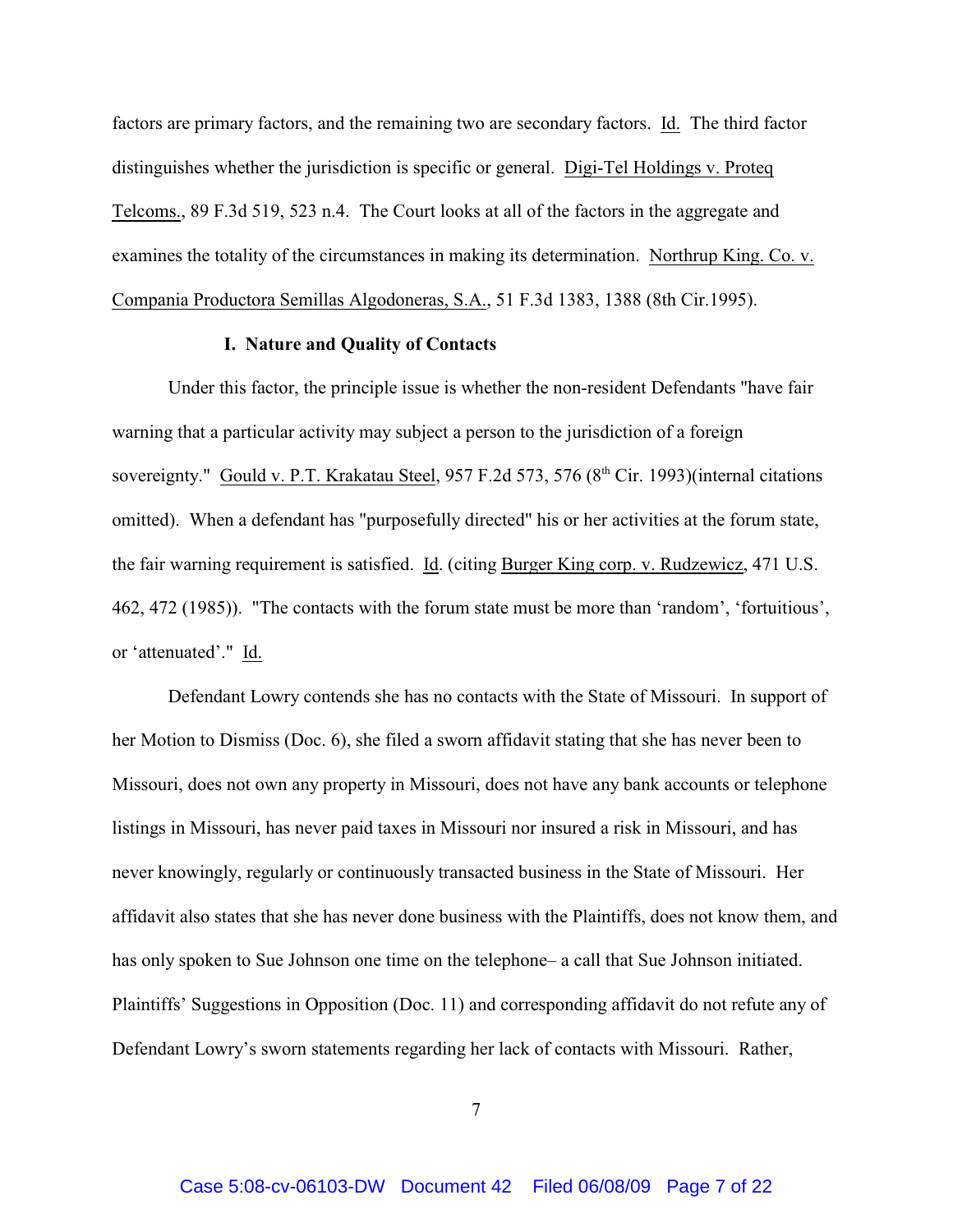factors are primary factors, and the remaining two are secondary factors. Id. The third factor distinguishes whether the jurisdiction is specific or general. Digi-Tel Holdings v. Proteq Telcoms., 89 F.3d 519, 523 n.4. The Court looks at all of the factors in the aggregate and examines the totality of the circumstances in making its determination. Northrup King. Co. v. Compania Productora Semillas Algodoneras, S.A., 51 F.3d 1383, 1388 (8th Cir.1995).

### I. Nature and Quality of Contacts

Under this factor, the principle issue is whether the non-resident Defendants "have fair warning that a particular activity may subject a person to the jurisdiction of a foreign sovereignty." Gould v. P.T. Krakatau Steel, 957 F.2d 573, 576 (8th Cir. 1993)(internal citations omitted). When a defendant has "purposefully directed" his or her activities at the forum state, the fair warning requirement is satisfied. Id. (citing Burger King corp. v. Rudzewicz, 471 U.S. 462, 472 (1985)). "The contacts with the forum state must be more than 'random', 'fortuitious', or 'attenuated'." Id.

Defendant Lowry contends she has no contacts with the State of Missouri. In support of her Motion to Dismiss (Doc. 6), she filed a sworn affidavit stating that she has never been to Missouri, does not own any property in Missouri, does not have any bank accounts or telephone listings in Missouri, has never paid taxes in Missouri nor insured a risk in Missouri, and has never knowingly, regularly or continuously transacted business in the State of Missouri. Her affidavit also states that she has never done business with the Plaintiffs, does not know them, and has only spoken to Sue Johnson one time on the telephone– a call that Sue Johnson initiated. Plaintiffs' Suggestions in Opposition (Doc. 11) and corresponding affidavit do not refute any of Defendant Lowry's sworn statements regarding her lack of contacts with Missouri. Rather,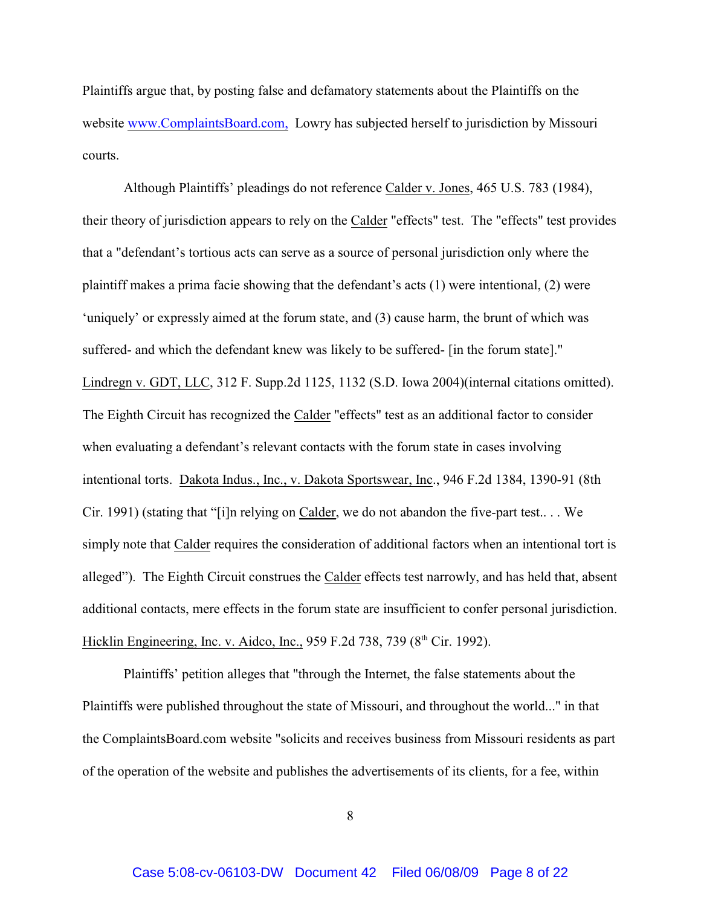Plaintiffs argue that, by posting false and defamatory statements about the Plaintiffs on the website www.ComplaintsBoard.com, Lowry has subjected herself to jurisdiction by Missouri courts.

Although Plaintiffs' pleadings do not reference Calder v. Jones, 465 U.S. 783 (1984), their theory of jurisdiction appears to rely on the Calder "effects" test. The "effects" test provides that a "defendant's tortious acts can serve as a source of personal jurisdiction only where the plaintiff makes a prima facie showing that the defendant's acts (1) were intentional, (2) were 'uniquely' or expressly aimed at the forum state, and (3) cause harm, the brunt of which was suffered- and which the defendant knew was likely to be suffered- [in the forum state]." Lindregn v. GDT, LLC, 312 F. Supp.2d 1125, 1132 (S.D. Iowa 2004)(internal citations omitted). The Eighth Circuit has recognized the Calder "effects" test as an additional factor to consider when evaluating a defendant's relevant contacts with the forum state in cases involving intentional torts. Dakota Indus., Inc., v. Dakota Sportswear, Inc., 946 F.2d 1384, 1390-91 (8th Cir. 1991) (stating that "[i]n relying on Calder, we do not abandon the five-part test.. . . We simply note that Calder requires the consideration of additional factors when an intentional tort is alleged"). The Eighth Circuit construes the Calder effects test narrowly, and has held that, absent additional contacts, mere effects in the forum state are insufficient to confer personal jurisdiction. Hicklin Engineering, Inc. v. Aidco, Inc., 959 F.2d 738, 739 (8th Cir. 1992).

Plaintiffs' petition alleges that "through the Internet, the false statements about the Plaintiffs were published throughout the state of Missouri, and throughout the world..." in that the ComplaintsBoard.com website "solicits and receives business from Missouri residents as part of the operation of the website and publishes the advertisements of its clients, for a fee, within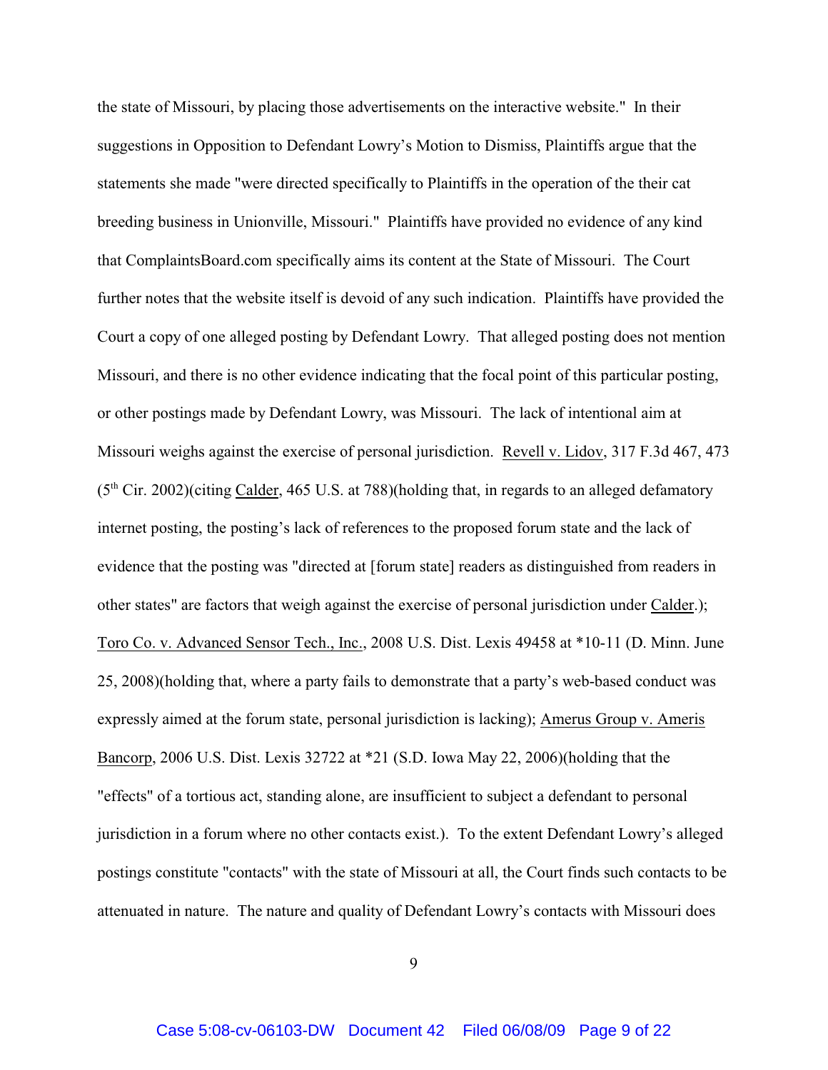the state of Missouri, by placing those advertisements on the interactive website." In their suggestions in Opposition to Defendant Lowry's Motion to Dismiss, Plaintiffs argue that the statements she made "were directed specifically to Plaintiffs in the operation of the their cat breeding business in Unionville, Missouri." Plaintiffs have provided no evidence of any kind that ComplaintsBoard.com specifically aims its content at the State of Missouri. The Court further notes that the website itself is devoid of any such indication. Plaintiffs have provided the Court a copy of one alleged posting by Defendant Lowry. That alleged posting does not mention Missouri, and there is no other evidence indicating that the focal point of this particular posting, or other postings made by Defendant Lowry, was Missouri. The lack of intentional aim at Missouri weighs against the exercise of personal jurisdiction. Revell v. Lidov, 317 F.3d 467, 473 (5th Cir. 2002)(citing Calder, 465 U.S. at 788)(holding that, in regards to an alleged defamatory internet posting, the posting's lack of references to the proposed forum state and the lack of evidence that the posting was "directed at [forum state] readers as distinguished from readers in other states" are factors that weigh against the exercise of personal jurisdiction under Calder.); Toro Co. v. Advanced Sensor Tech., Inc., 2008 U.S. Dist. Lexis 49458 at *10-11 (D. Minn. June 25, 2008)(holding that, where a party fails to demonstrate that a party's web-based conduct was expressly aimed at the forum state, personal jurisdiction is lacking); Amerus Group v. Ameris Bancorp, 2006 U.S. Dist. Lexis 32722 at *21 (S.D. Iowa May 22, 2006)(holding that the "effects" of a tortious act, standing alone, are insufficient to subject a defendant to personal jurisdiction in a forum where no other contacts exist.). To the extent Defendant Lowry's alleged postings constitute "contacts" with the state of Missouri at all, the Court finds such contacts to be attenuated in nature. The nature and quality of Defendant Lowry's contacts with Missouri does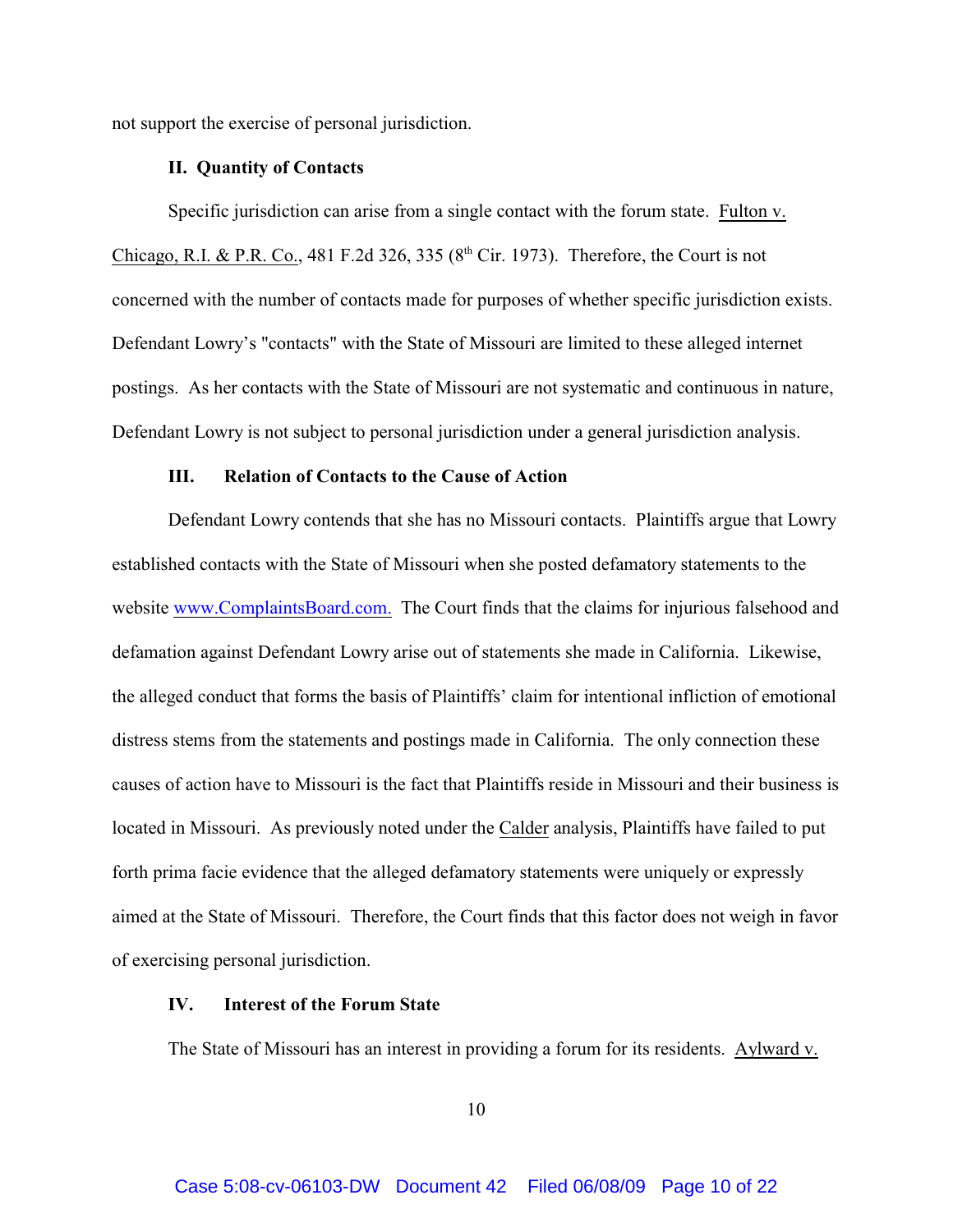not support the exercise of personal jurisdiction.

**II. Quantity of Contacts**

Specific jurisdiction can arise from a single contact with the forum state. Fulton v. Chicago, R.I. & P.R. Co., 481 F.2d 326, 335 (8th Cir. 1973). Therefore, the Court is not concerned with the number of contacts made for purposes of whether specific jurisdiction exists. Defendant Lowry's "contacts" with the State of Missouri are limited to these alleged internet postings. As her contacts with the State of Missouri are not systematic and continuous in nature, Defendant Lowry is not subject to personal jurisdiction under a general jurisdiction analysis.

**III. Relation of Contacts to the Cause of Action**

Defendant Lowry contends that she has no Missouri contacts. Plaintiffs argue that Lowry established contacts with the State of Missouri when she posted defamatory statements to the website www.ComplaintsBoard.com. The Court finds that the claims for injurious falsehood and defamation against Defendant Lowry arise out of statements she made in California. Likewise, the alleged conduct that forms the basis of Plaintiffs' claim for intentional infliction of emotional distress stems from the statements and postings made in California. The only connection these causes of action have to Missouri is the fact that Plaintiffs reside in Missouri and their business is located in Missouri. As previously noted under the Calder analysis, Plaintiffs have failed to put forth prima facie evidence that the alleged defamatory statements were uniquely or expressly aimed at the State of Missouri. Therefore, the Court finds that this factor does not weigh in favor of exercising personal jurisdiction.

**IV. Interest of the Forum State**

The State of Missouri has an interest in providing a forum for its residents. Aylward v.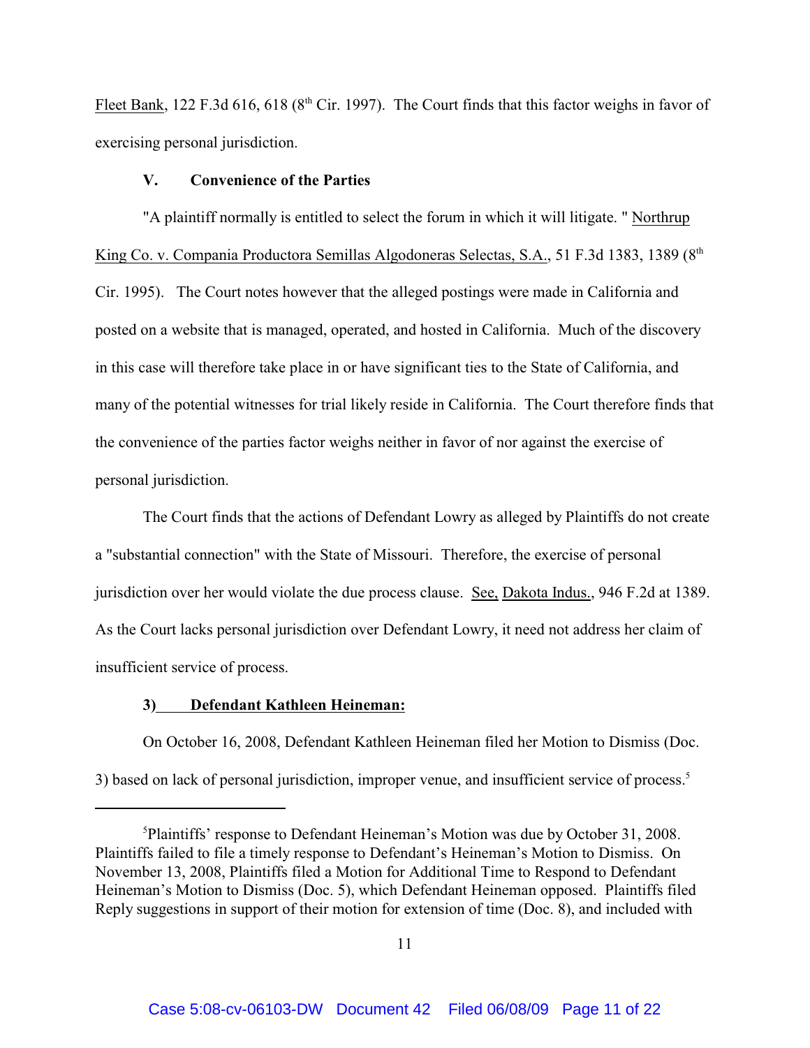Fleet Bank, 122 F.3d 616, 618 (8th Cir. 1997). The Court finds that this factor weighs in favor of exercising personal jurisdiction.

**V. Convenience of the Parties**

"A plaintiff normally is entitled to select the forum in which it will litigate. " Northrup King Co. v. Compania Productora Semillas Algodoneras Selectas, S.A., 51 F.3d 1383, 1389 (8th Cir. 1995). The Court notes however that the alleged postings were made in California and posted on a website that is managed, operated, and hosted in California. Much of the discovery in this case will therefore take place in or have significant ties to the State of California, and many of the potential witnesses for trial likely reside in California. The Court therefore finds that the convenience of the parties factor weighs neither in favor of nor against the exercise of personal jurisdiction.

The Court finds that the actions of Defendant Lowry as alleged by Plaintiffs do not create a "substantial connection" with the State of Missouri. Therefore, the exercise of personal jurisdiction over her would violate the due process clause. See, Dakota Indus., 946 F.2d at 1389. As the Court lacks personal jurisdiction over Defendant Lowry, it need not address her claim of insufficient service of process.

**3) Defendant Kathleen Heineman:**

On October 16, 2008, Defendant Kathleen Heineman filed her Motion to Dismiss (Doc. 3) based on lack of personal jurisdiction, improper venue, and insufficient service of process.[5]

---

[5]Plaintiffs' response to Defendant Heineman's Motion was due by October 31, 2008. Plaintiffs failed to file a timely response to Defendant's Heineman's Motion to Dismiss. On November 13, 2008, Plaintiffs filed a Motion for Additional Time to Respond to Defendant Heineman's Motion to Dismiss (Doc. 5), which Defendant Heineman opposed. Plaintiffs filed Reply suggestions in support of their motion for extension of time (Doc. 8), and included with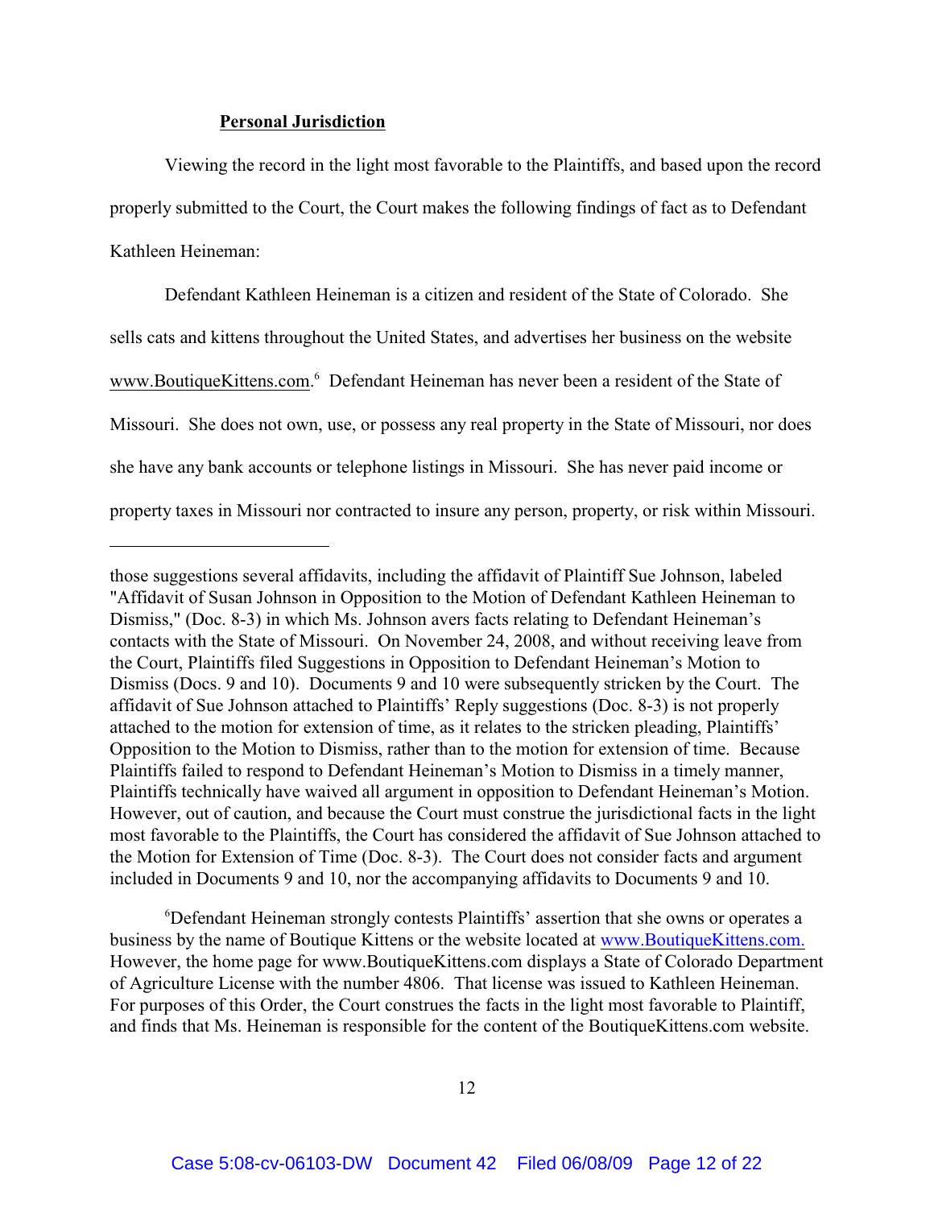**Personal Jurisdiction**

Viewing the record in the light most favorable to the Plaintiffs, and based upon the record properly submitted to the Court, the Court makes the following findings of fact as to Defendant Kathleen Heineman:

Defendant Kathleen Heineman is a citizen and resident of the State of Colorado. She sells cats and kittens throughout the United States, and advertises her business on the website www.BoutiqueKittens.com.[6] Defendant Heineman has never been a resident of the State of Missouri. She does not own, use, or possess any real property in the State of Missouri, nor does she have any bank accounts or telephone listings in Missouri. She has never paid income or property taxes in Missouri nor contracted to insure any person, property, or risk within Missouri.

---

those suggestions several affidavits, including the affidavit of Plaintiff Sue Johnson, labeled "Affidavit of Susan Johnson in Opposition to the Motion of Defendant Kathleen Heineman to Dismiss," (Doc. 8-3) in which Ms. Johnson avers facts relating to Defendant Heineman's contacts with the State of Missouri. On November 24, 2008, and without receiving leave from the Court, Plaintiffs filed Suggestions in Opposition to Defendant Heineman's Motion to Dismiss (Docs. 9 and 10). Documents 9 and 10 were subsequently stricken by the Court. The affidavit of Sue Johnson attached to Plaintiffs' Reply suggestions (Doc. 8-3) is not properly attached to the motion for extension of time, as it relates to the stricken pleading, Plaintiffs' Opposition to the Motion to Dismiss, rather than to the motion for extension of time. Because Plaintiffs failed to respond to Defendant Heineman's Motion to Dismiss in a timely manner, Plaintiffs technically have waived all argument in opposition to Defendant Heineman's Motion. However, out of caution, and because the Court must construe the jurisdictional facts in the light most favorable to the Plaintiffs, the Court has considered the affidavit of Sue Johnson attached to the Motion for Extension of Time (Doc. 8-3). The Court does not consider facts and argument included in Documents 9 and 10, nor the accompanying affidavits to Documents 9 and 10.

[6]Defendant Heineman strongly contests Plaintiffs' assertion that she owns or operates a business by the name of Boutique Kittens or the website located at www.BoutiqueKittens.com. However, the home page for www.BoutiqueKittens.com displays a State of Colorado Department of Agriculture License with the number 4806. That license was issued to Kathleen Heineman. For purposes of this Order, the Court construes the facts in the light most favorable to Plaintiff, and finds that Ms. Heineman is responsible for the content of the BoutiqueKittens.com website.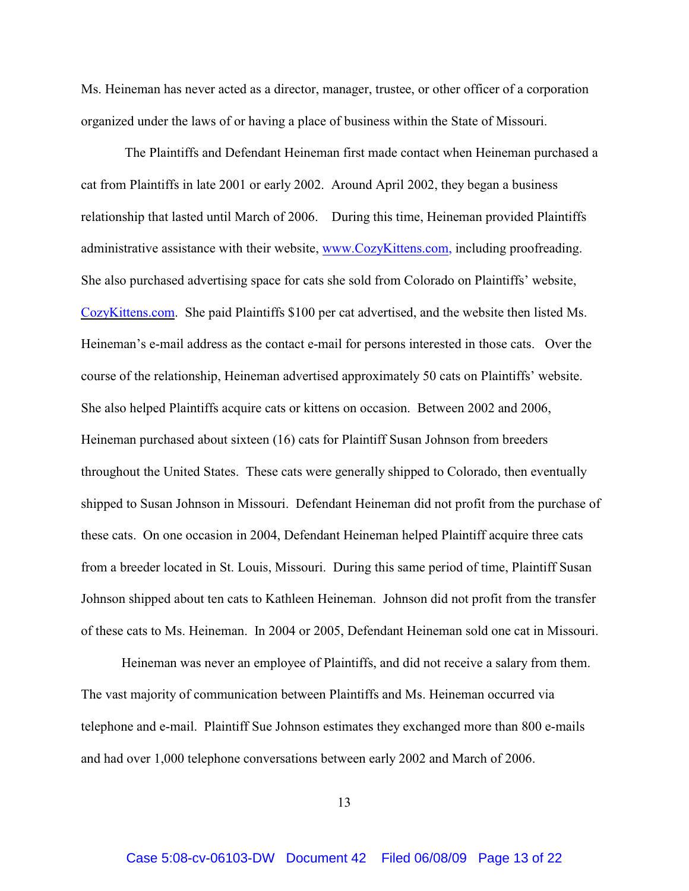Ms. Heineman has never acted as a director, manager, trustee, or other officer of a corporation organized under the laws of or having a place of business within the State of Missouri.

The Plaintiffs and Defendant Heineman first made contact when Heineman purchased a cat from Plaintiffs in late 2001 or early 2002. Around April 2002, they began a business relationship that lasted until March of 2006. During this time, Heineman provided Plaintiffs administrative assistance with their website, [www.CozyKittens.com,](www.CozyKittens.com) including proofreading. She also purchased advertising space for cats she sold from Colorado on Plaintiffs' website, [CozyKittens.com](CozyKittens.com). She paid Plaintiffs $100 per cat advertised, and the website then listed Ms. Heineman's e-mail address as the contact e-mail for persons interested in those cats. Over the course of the relationship, Heineman advertised approximately 50 cats on Plaintiffs' website. She also helped Plaintiffs acquire cats or kittens on occasion. Between 2002 and 2006, Heineman purchased about sixteen (16) cats for Plaintiff Susan Johnson from breeders throughout the United States. These cats were generally shipped to Colorado, then eventually shipped to Susan Johnson in Missouri. Defendant Heineman did not profit from the purchase of these cats. On one occasion in 2004, Defendant Heineman helped Plaintiff acquire three cats from a breeder located in St. Louis, Missouri. During this same period of time, Plaintiff Susan Johnson shipped about ten cats to Kathleen Heineman. Johnson did not profit from the transfer of these cats to Ms. Heineman. In 2004 or 2005, Defendant Heineman sold one cat in Missouri.

Heineman was never an employee of Plaintiffs, and did not receive a salary from them. The vast majority of communication between Plaintiffs and Ms. Heineman occurred via telephone and e-mail. Plaintiff Sue Johnson estimates they exchanged more than 800 e-mails and had over 1,000 telephone conversations between early 2002 and March of 2006.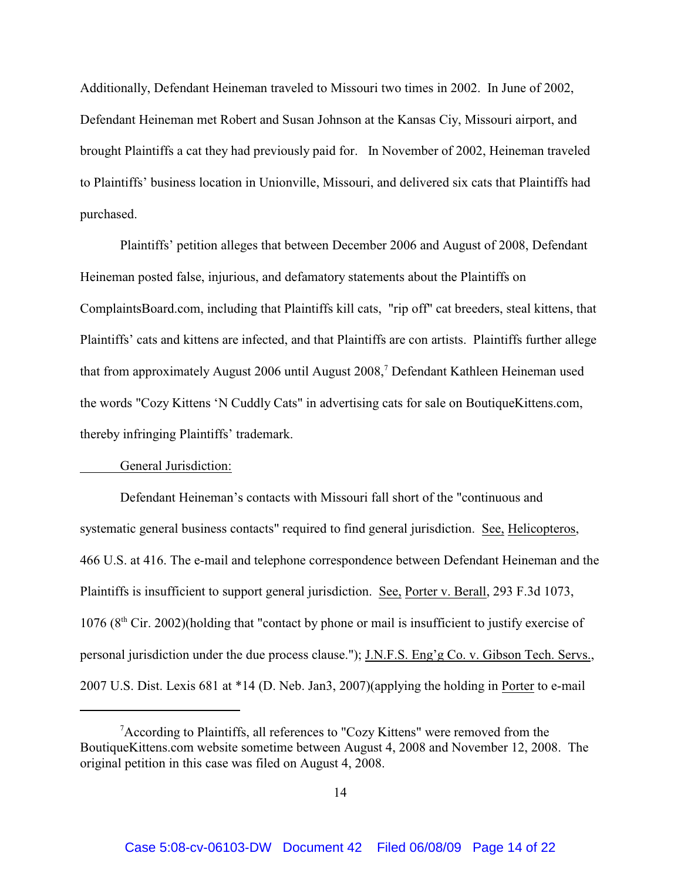Additionally, Defendant Heineman traveled to Missouri two times in 2002. In June of 2002, Defendant Heineman met Robert and Susan Johnson at the Kansas Ciy, Missouri airport, and brought Plaintiffs a cat they had previously paid for. In November of 2002, Heineman traveled to Plaintiffs' business location in Unionville, Missouri, and delivered six cats that Plaintiffs had purchased.

Plaintiffs' petition alleges that between December 2006 and August of 2008, Defendant Heineman posted false, injurious, and defamatory statements about the Plaintiffs on ComplaintsBoard.com, including that Plaintiffs kill cats, "rip off" cat breeders, steal kittens, that Plaintiffs' cats and kittens are infected, and that Plaintiffs are con artists. Plaintiffs further allege that from approximately August 2006 until August 2008,[7] Defendant Kathleen Heineman used the words "Cozy Kittens 'N Cuddly Cats" in advertising cats for sale on BoutiqueKittens.com, thereby infringing Plaintiffs' trademark.

<u>General Jurisdiction:</u>

Defendant Heineman's contacts with Missouri fall short of the "continuous and systematic general business contacts" required to find general jurisdiction. <u>See,</u> <u>Helicopteros</u>, 466 U.S. at 416. The e-mail and telephone correspondence between Defendant Heineman and the Plaintiffs is insufficient to support general jurisdiction. <u>See,</u> <u>Porter v. Berall</u>, 293 F.3d 1073, 1076 (8th Cir. 2002)(holding that "contact by phone or mail is insufficient to justify exercise of personal jurisdiction under the due process clause."); <u>J.N.F.S. Eng'g Co. v. Gibson Tech. Servs.</u>, 2007 U.S. Dist. Lexis 681 at *14 (D. Neb. Jan3, 2007)(applying the holding in <u>Porter</u> to e-mail

---

[7] According to Plaintiffs, all references to "Cozy Kittens" were removed from the BoutiqueKittens.com website sometime between August 4, 2008 and November 12, 2008. The original petition in this case was filed on August 4, 2008.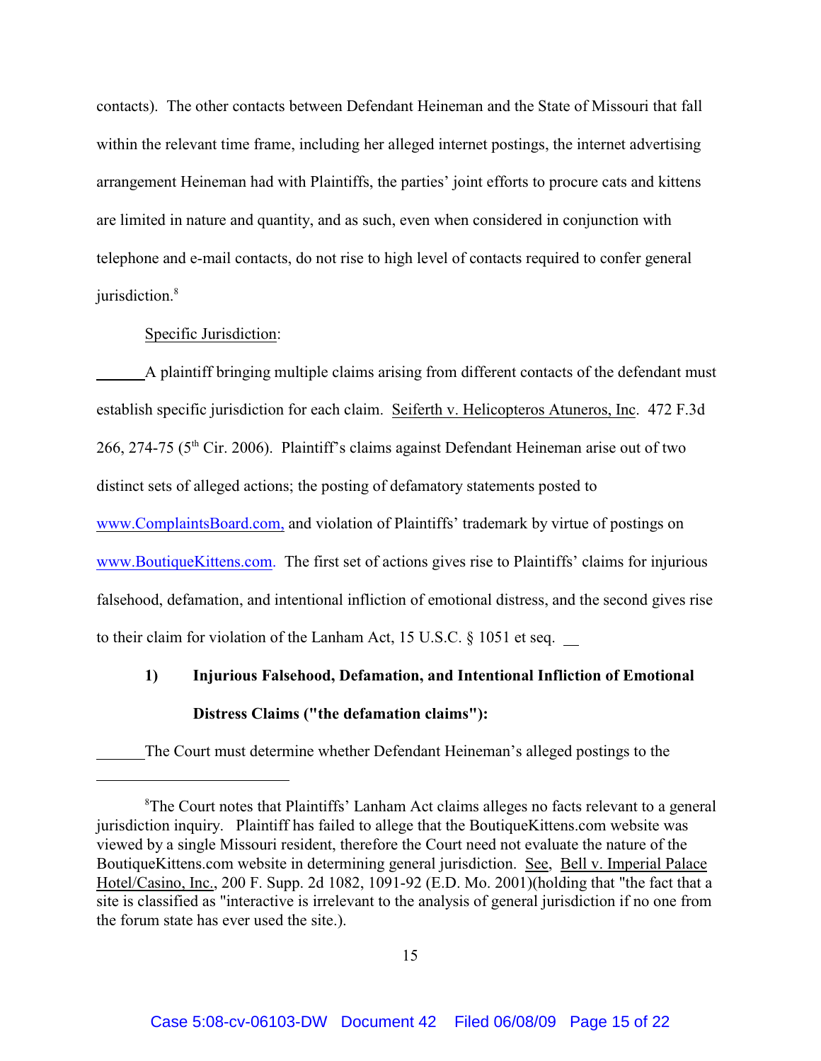contacts). The other contacts between Defendant Heineman and the State of Missouri that fall within the relevant time frame, including her alleged internet postings, the internet advertising arrangement Heineman had with Plaintiffs, the parties' joint efforts to procure cats and kittens are limited in nature and quantity, and as such, even when considered in conjunction with telephone and e-mail contacts, do not rise to high level of contacts required to confer general jurisdiction.[8]

Specific Jurisdiction:

A plaintiff bringing multiple claims arising from different contacts of the defendant must establish specific jurisdiction for each claim. Seiferth v. Helicopteros Atuneros, Inc. 472 F.3d 266, 274-75 (5th Cir. 2006). Plaintiff's claims against Defendant Heineman arise out of two distinct sets of alleged actions; the posting of defamatory statements posted to www.ComplaintsBoard.com, and violation of Plaintiffs' trademark by virtue of postings on www.BoutiqueKittens.com. The first set of actions gives rise to Plaintiffs' claims for injurious falsehood, defamation, and intentional infliction of emotional distress, and the second gives rise to their claim for violation of the Lanham Act, 15 U.S.C. § 1051 et seq.

**1) Injurious Falsehood, Defamation, and Intentional Infliction of Emotional Distress Claims ("the defamation claims"):**

The Court must determine whether Defendant Heineman's alleged postings to the

---

[8] The Court notes that Plaintiffs' Lanham Act claims alleges no facts relevant to a general jurisdiction inquiry. Plaintiff has failed to allege that the BoutiqueKittens.com website was viewed by a single Missouri resident, therefore the Court need not evaluate the nature of the BoutiqueKittens.com website in determining general jurisdiction. See, Bell v. Imperial Palace Hotel/Casino, Inc., 200 F. Supp. 2d 1082, 1091-92 (E.D. Mo. 2001)(holding that "the fact that a site is classified as "interactive is irrelevant to the analysis of general jurisdiction if no one from the forum state has ever used the site.).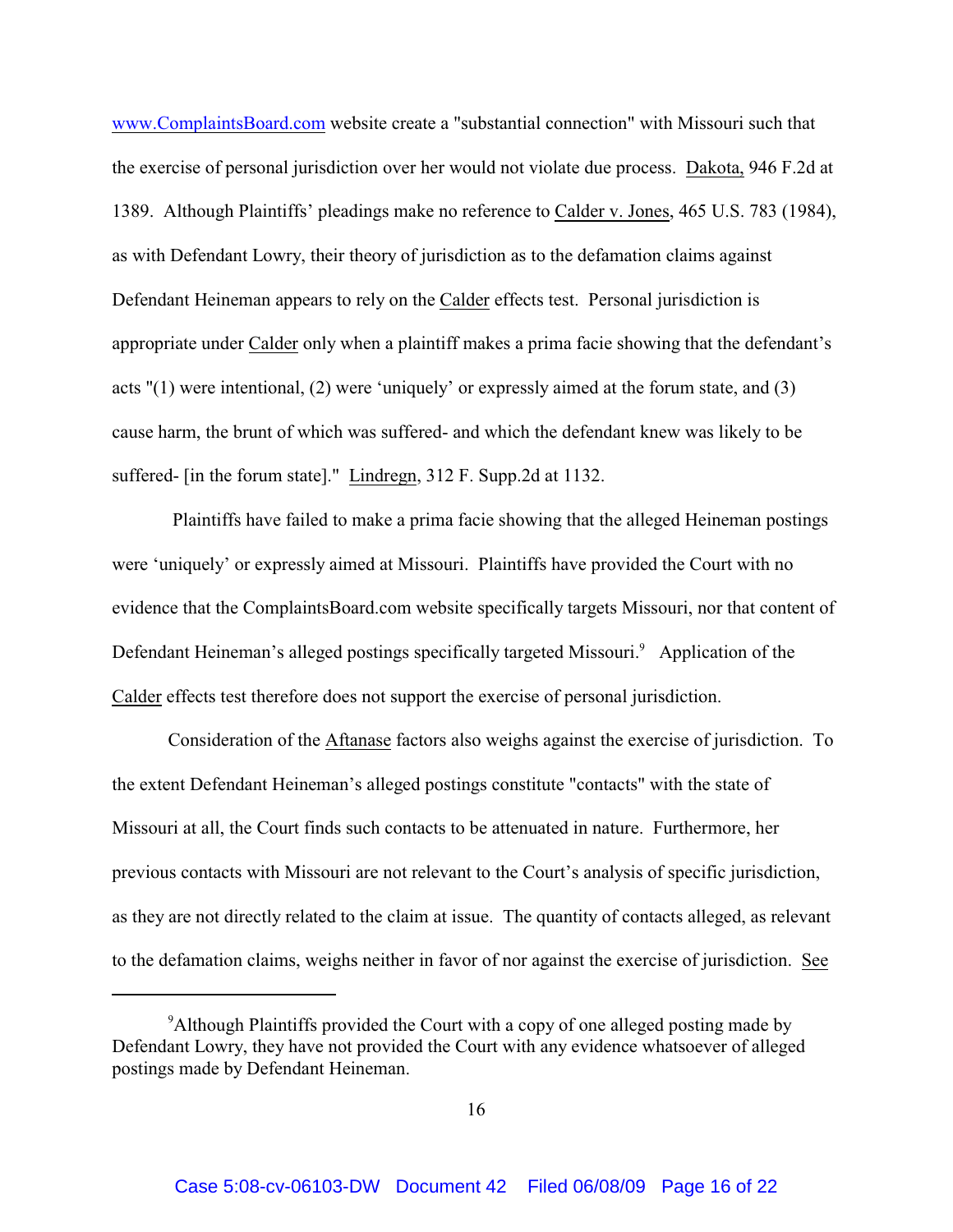www.ComplaintsBoard.com website create a "substantial connection" with Missouri such that the exercise of personal jurisdiction over her would not violate due process. Dakota, 946 F.2d at 1389. Although Plaintiffs' pleadings make no reference to Calder v. Jones, 465 U.S. 783 (1984), as with Defendant Lowry, their theory of jurisdiction as to the defamation claims against Defendant Heineman appears to rely on the Calder effects test. Personal jurisdiction is appropriate under Calder only when a plaintiff makes a prima facie showing that the defendant's acts "(1) were intentional, (2) were 'uniquely' or expressly aimed at the forum state, and (3) cause harm, the brunt of which was suffered- and which the defendant knew was likely to be suffered- [in the forum state]." Lindregn, 312 F. Supp.2d at 1132.

Plaintiffs have failed to make a prima facie showing that the alleged Heineman postings were 'uniquely' or expressly aimed at Missouri. Plaintiffs have provided the Court with no evidence that the ComplaintsBoard.com website specifically targets Missouri, nor that content of Defendant Heineman's alleged postings specifically targeted Missouri.[9] Application of the Calder effects test therefore does not support the exercise of personal jurisdiction.

Consideration of the Aftanase factors also weighs against the exercise of jurisdiction. To the extent Defendant Heineman's alleged postings constitute "contacts" with the state of Missouri at all, the Court finds such contacts to be attenuated in nature. Furthermore, her previous contacts with Missouri are not relevant to the Court's analysis of specific jurisdiction, as they are not directly related to the claim at issue. The quantity of contacts alleged, as relevant to the defamation claims, weighs neither in favor of nor against the exercise of jurisdiction. See

---

[9] Although Plaintiffs provided the Court with a copy of one alleged posting made by Defendant Lowry, they have not provided the Court with any evidence whatsoever of alleged postings made by Defendant Heineman.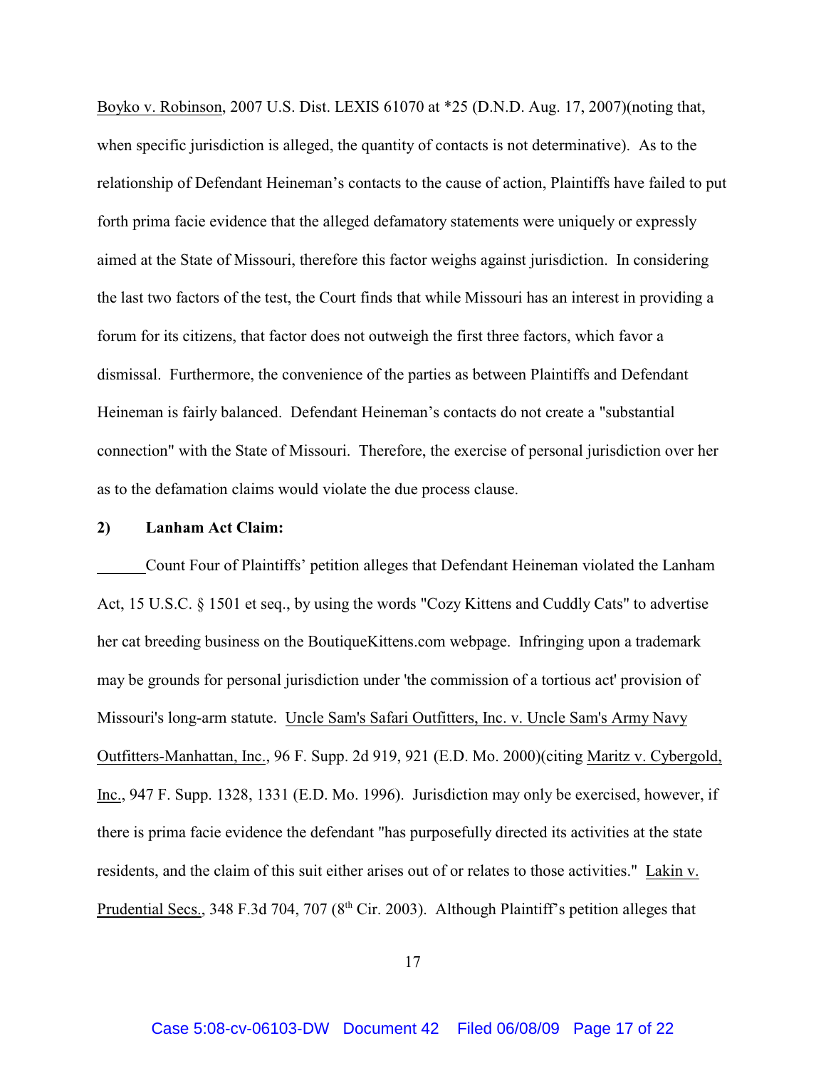Boyko v. Robinson, 2007 U.S. Dist. LEXIS 61070 at *25 (D.N.D. Aug. 17, 2007)(noting that, when specific jurisdiction is alleged, the quantity of contacts is not determinative). As to the relationship of Defendant Heineman's contacts to the cause of action, Plaintiffs have failed to put forth prima facie evidence that the alleged defamatory statements were uniquely or expressly aimed at the State of Missouri, therefore this factor weighs against jurisdiction. In considering the last two factors of the test, the Court finds that while Missouri has an interest in providing a forum for its citizens, that factor does not outweigh the first three factors, which favor a dismissal. Furthermore, the convenience of the parties as between Plaintiffs and Defendant Heineman is fairly balanced. Defendant Heineman's contacts do not create a "substantial connection" with the State of Missouri. Therefore, the exercise of personal jurisdiction over her as to the defamation claims would violate the due process clause.

**2) Lanham Act Claim:**

Count Four of Plaintiffs' petition alleges that Defendant Heineman violated the Lanham Act, 15 U.S.C. § 1501 et seq., by using the words "Cozy Kittens and Cuddly Cats" to advertise her cat breeding business on the BoutiqueKittens.com webpage. Infringing upon a trademark may be grounds for personal jurisdiction under 'the commission of a tortious act' provision of Missouri's long-arm statute. Uncle Sam's Safari Outfitters, Inc. v. Uncle Sam's Army Navy Outfitters-Manhattan, Inc., 96 F. Supp. 2d 919, 921 (E.D. Mo. 2000)(citing Maritz v. Cybergold, Inc., 947 F. Supp. 1328, 1331 (E.D. Mo. 1996). Jurisdiction may only be exercised, however, if there is prima facie evidence the defendant "has purposefully directed its activities at the state residents, and the claim of this suit either arises out of or relates to those activities." Lakin v. Prudential Secs., 348 F.3d 704, 707 (8th Cir. 2003). Although Plaintiff's petition alleges that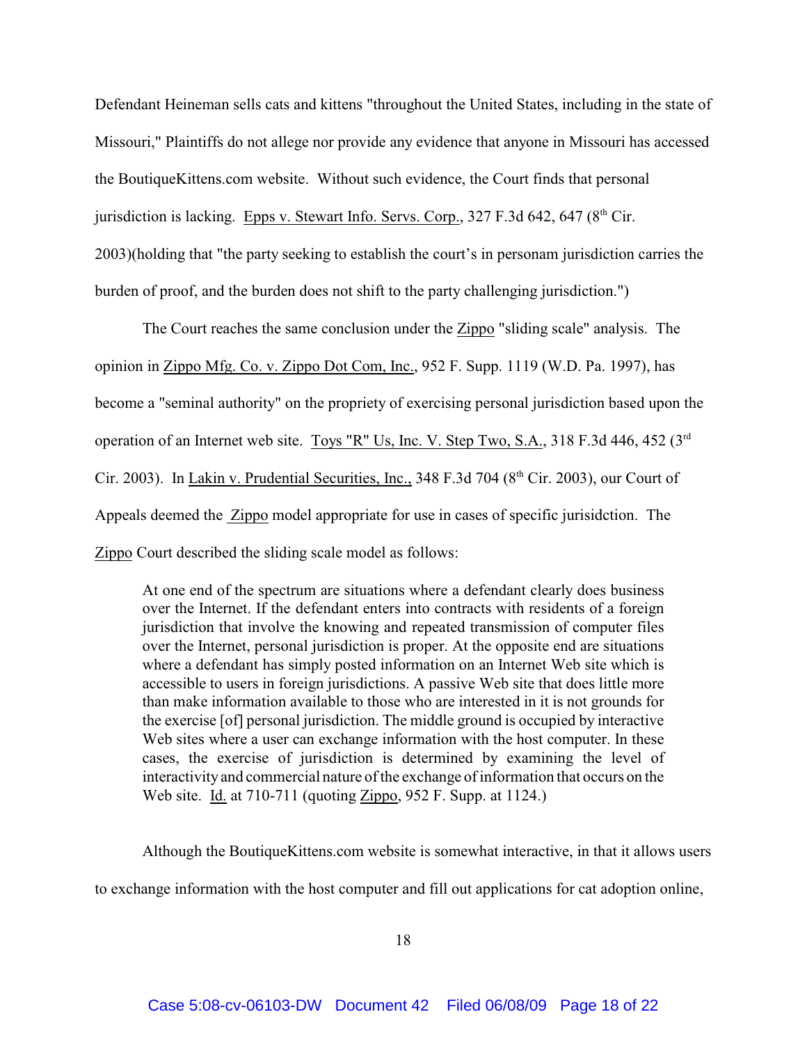Defendant Heineman sells cats and kittens "throughout the United States, including in the state of Missouri," Plaintiffs do not allege nor provide any evidence that anyone in Missouri has accessed the BoutiqueKittens.com website. Without such evidence, the Court finds that personal jurisdiction is lacking. Epps v. Stewart Info. Servs. Corp., 327 F.3d 642, 647 (8th Cir. 2003)(holding that "the party seeking to establish the court's in personam jurisdiction carries the burden of proof, and the burden does not shift to the party challenging jurisdiction.")

The Court reaches the same conclusion under the Zippo "sliding scale" analysis. The opinion in Zippo Mfg. Co. v. Zippo Dot Com, Inc., 952 F. Supp. 1119 (W.D. Pa. 1997), has become a "seminal authority" on the propriety of exercising personal jurisdiction based upon the operation of an Internet web site. Toys "R" Us, Inc. V. Step Two, S.A., 318 F.3d 446, 452 (3rd Cir. 2003). In Lakin v. Prudential Securities, Inc., 348 F.3d 704 (8th Cir. 2003), our Court of Appeals deemed the Zippo model appropriate for use in cases of specific jurisidction. The Zippo Court described the sliding scale model as follows:

> At one end of the spectrum are situations where a defendant clearly does business over the Internet. If the defendant enters into contracts with residents of a foreign jurisdiction that involve the knowing and repeated transmission of computer files over the Internet, personal jurisdiction is proper. At the opposite end are situations where a defendant has simply posted information on an Internet Web site which is accessible to users in foreign jurisdictions. A passive Web site that does little more than make information available to those who are interested in it is not grounds for the exercise [of] personal jurisdiction. The middle ground is occupied by interactive Web sites where a user can exchange information with the host computer. In these cases, the exercise of jurisdiction is determined by examining the level of interactivity and commercial nature of the exchange of information that occurs on the Web site. Id. at 710-711 (quoting Zippo, 952 F. Supp. at 1124.)

Although the BoutiqueKittens.com website is somewhat interactive, in that it allows users to exchange information with the host computer and fill out applications for cat adoption online,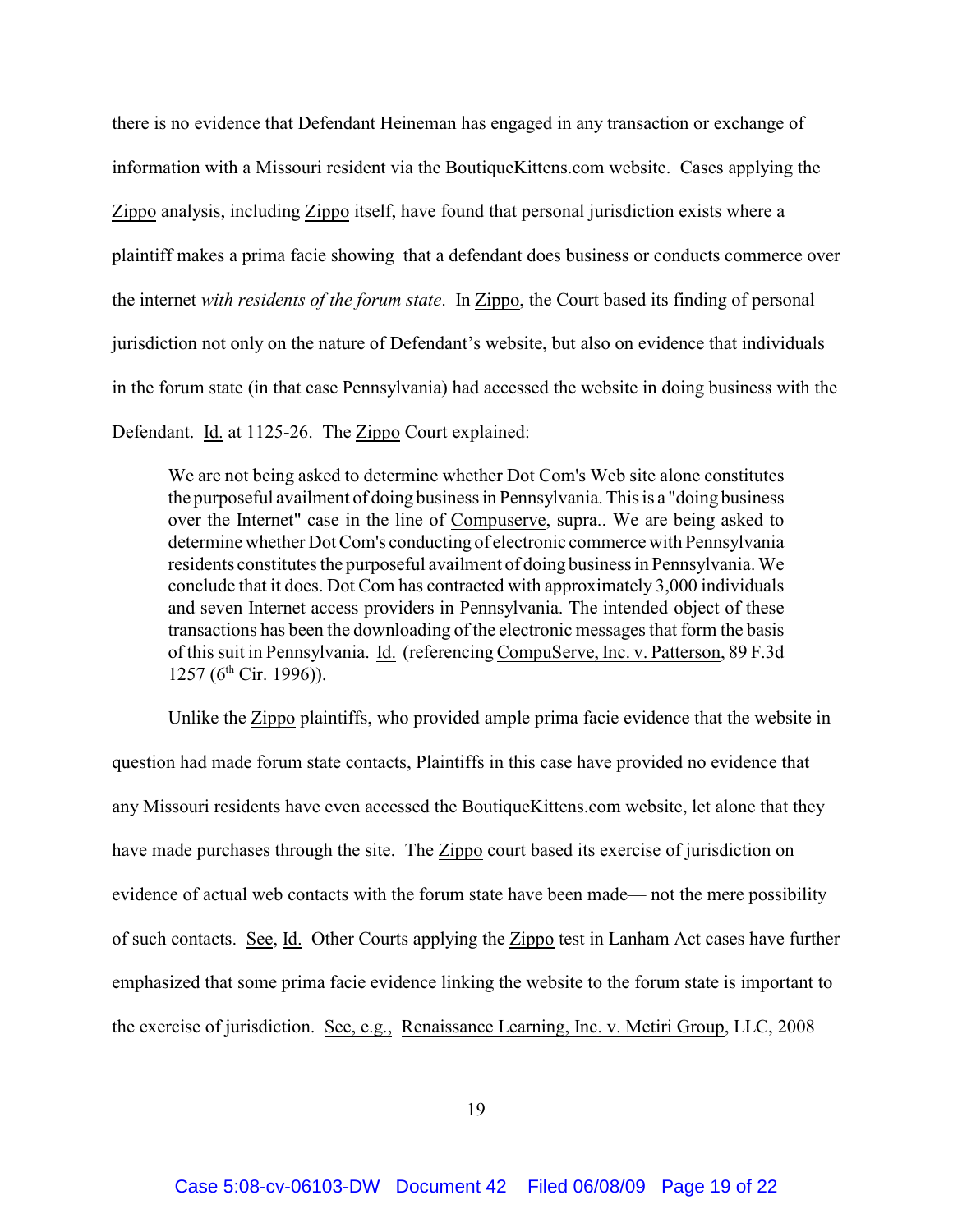there is no evidence that Defendant Heineman has engaged in any transaction or exchange of information with a Missouri resident via the BoutiqueKittens.com website. Cases applying the Zippo analysis, including Zippo itself, have found that personal jurisdiction exists where a plaintiff makes a prima facie showing that a defendant does business or conducts commerce over the internet *with residents of the forum state*. In Zippo, the Court based its finding of personal jurisdiction not only on the nature of Defendant's website, but also on evidence that individuals in the forum state (in that case Pennsylvania) had accessed the website in doing business with the Defendant. Id. at 1125-26. The Zippo Court explained:

> We are not being asked to determine whether Dot Com's Web site alone constitutes the purposeful availment of doing business in Pennsylvania. This is a "doing business over the Internet" case in the line of Compuserve, supra.. We are being asked to determine whether Dot Com's conducting of electronic commerce with Pennsylvania residents constitutes the purposeful availment of doing business in Pennsylvania. We conclude that it does. Dot Com has contracted with approximately 3,000 individuals and seven Internet access providers in Pennsylvania. The intended object of these transactions has been the downloading of the electronic messages that form the basis of this suit in Pennsylvania. Id. (referencing CompuServe, Inc. v. Patterson, 89 F.3d 1257 (6th Cir. 1996)).

Unlike the Zippo plaintiffs, who provided ample prima facie evidence that the website in question had made forum state contacts, Plaintiffs in this case have provided no evidence that any Missouri residents have even accessed the BoutiqueKittens.com website, let alone that they have made purchases through the site. The Zippo court based its exercise of jurisdiction on evidence of actual web contacts with the forum state have been made— not the mere possibility of such contacts. See, Id. Other Courts applying the Zippo test in Lanham Act cases have further emphasized that some prima facie evidence linking the website to the forum state is important to the exercise of jurisdiction. See, e.g., Renaissance Learning, Inc. v. Metiri Group, LLC, 2008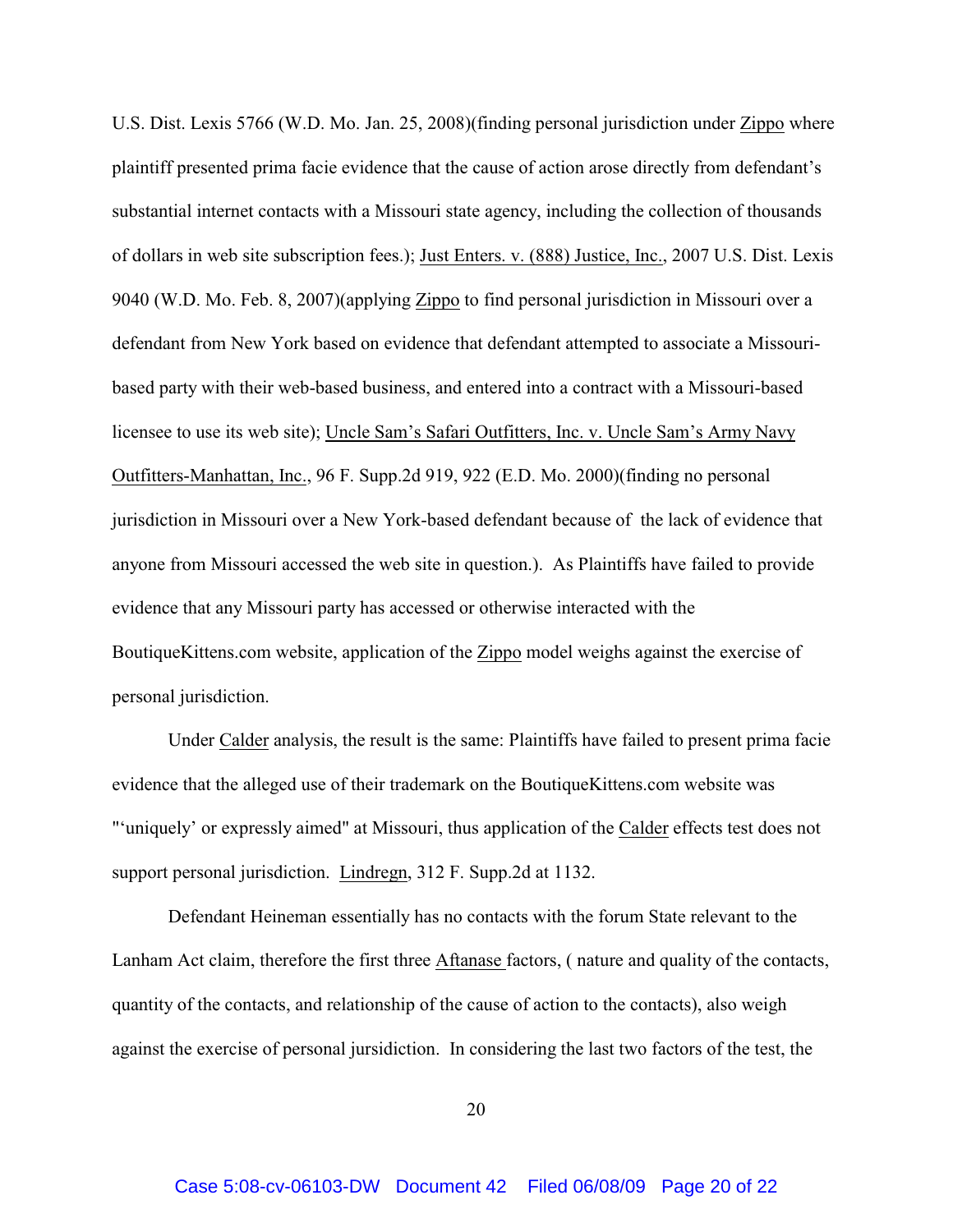U.S. Dist. Lexis 5766 (W.D. Mo. Jan. 25, 2008)(finding personal jurisdiction under Zippo where plaintiff presented prima facie evidence that the cause of action arose directly from defendant's substantial internet contacts with a Missouri state agency, including the collection of thousands of dollars in web site subscription fees.); Just Enters. v. (888) Justice, Inc., 2007 U.S. Dist. Lexis 9040 (W.D. Mo. Feb. 8, 2007)(applying Zippo to find personal jurisdiction in Missouri over a defendant from New York based on evidence that defendant attempted to associate a Missouri-based party with their web-based business, and entered into a contract with a Missouri-based licensee to use its web site); Uncle Sam's Safari Outfitters, Inc. v. Uncle Sam's Army Navy Outfitters-Manhattan, Inc., 96 F. Supp.2d 919, 922 (E.D. Mo. 2000)(finding no personal jurisdiction in Missouri over a New York-based defendant because of the lack of evidence that anyone from Missouri accessed the web site in question.). As Plaintiffs have failed to provide evidence that any Missouri party has accessed or otherwise interacted with the BoutiqueKittens.com website, application of the Zippo model weighs against the exercise of personal jurisdiction.

Under Calder analysis, the result is the same: Plaintiffs have failed to present prima facie evidence that the alleged use of their trademark on the BoutiqueKittens.com website was "'uniquely' or expressly aimed" at Missouri, thus application of the Calder effects test does not support personal jurisdiction. Lindregn, 312 F. Supp.2d at 1132.

Defendant Heineman essentially has no contacts with the forum State relevant to the Lanham Act claim, therefore the first three Aftanase factors, ( nature and quality of the contacts, quantity of the contacts, and relationship of the cause of action to the contacts), also weigh against the exercise of personal jursidiction. In considering the last two factors of the test, the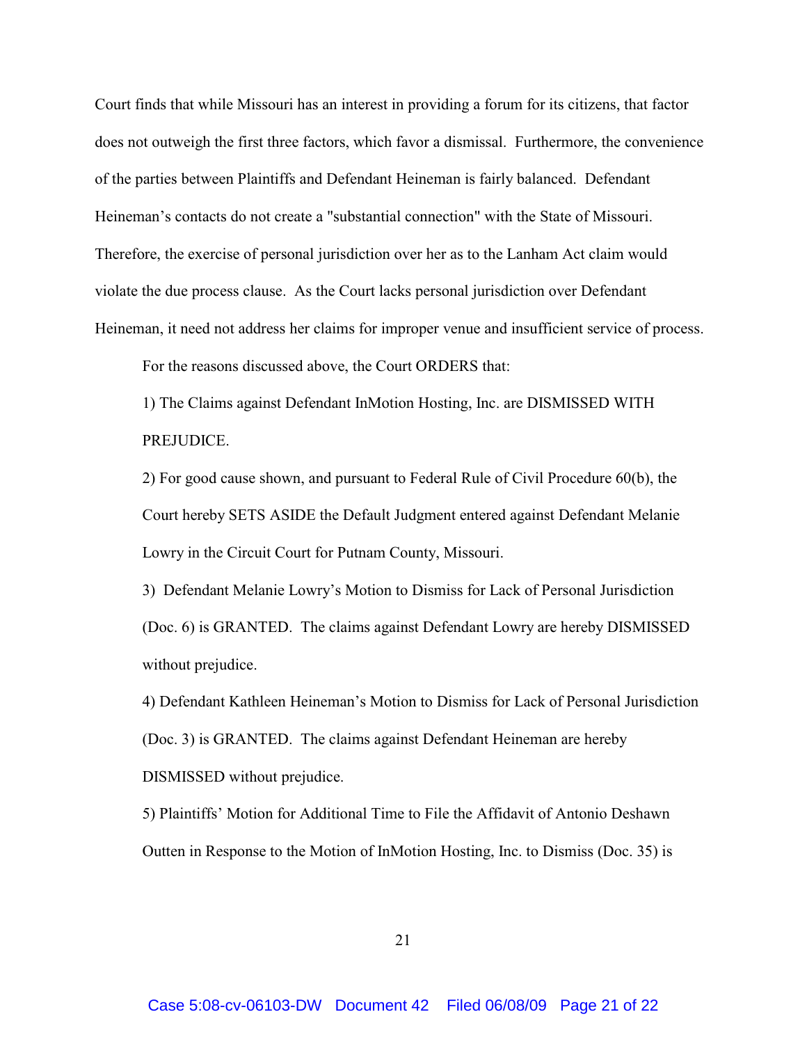Court finds that while Missouri has an interest in providing a forum for its citizens, that factor does not outweigh the first three factors, which favor a dismissal. Furthermore, the convenience of the parties between Plaintiffs and Defendant Heineman is fairly balanced. Defendant Heineman's contacts do not create a "substantial connection" with the State of Missouri. Therefore, the exercise of personal jurisdiction over her as to the Lanham Act claim would violate the due process clause. As the Court lacks personal jurisdiction over Defendant Heineman, it need not address her claims for improper venue and insufficient service of process.

For the reasons discussed above, the Court ORDERS that:

1) The Claims against Defendant InMotion Hosting, Inc. are DISMISSED WITH PREJUDICE.

2) For good cause shown, and pursuant to Federal Rule of Civil Procedure 60(b), the Court hereby SETS ASIDE the Default Judgment entered against Defendant Melanie Lowry in the Circuit Court for Putnam County, Missouri.

3) Defendant Melanie Lowry's Motion to Dismiss for Lack of Personal Jurisdiction (Doc. 6) is GRANTED. The claims against Defendant Lowry are hereby DISMISSED without prejudice.

4) Defendant Kathleen Heineman's Motion to Dismiss for Lack of Personal Jurisdiction (Doc. 3) is GRANTED. The claims against Defendant Heineman are hereby DISMISSED without prejudice.

5) Plaintiffs' Motion for Additional Time to File the Affidavit of Antonio Deshawn Outten in Response to the Motion of InMotion Hosting, Inc. to Dismiss (Doc. 35) is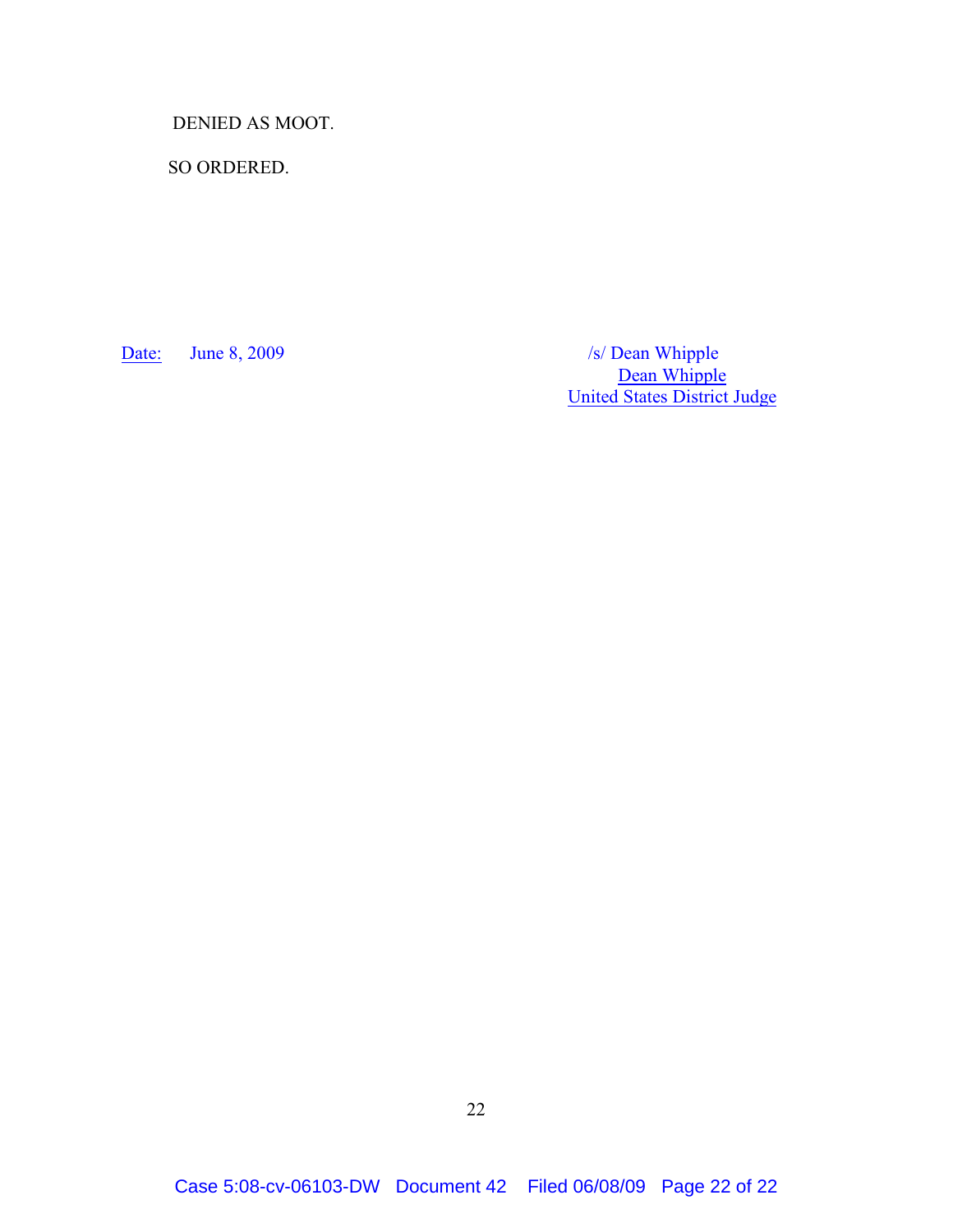DENIED AS MOOT.

SO ORDERED.

Date: June 8, 2009

/s/ Dean Whipple
Dean Whipple
United States District Judge